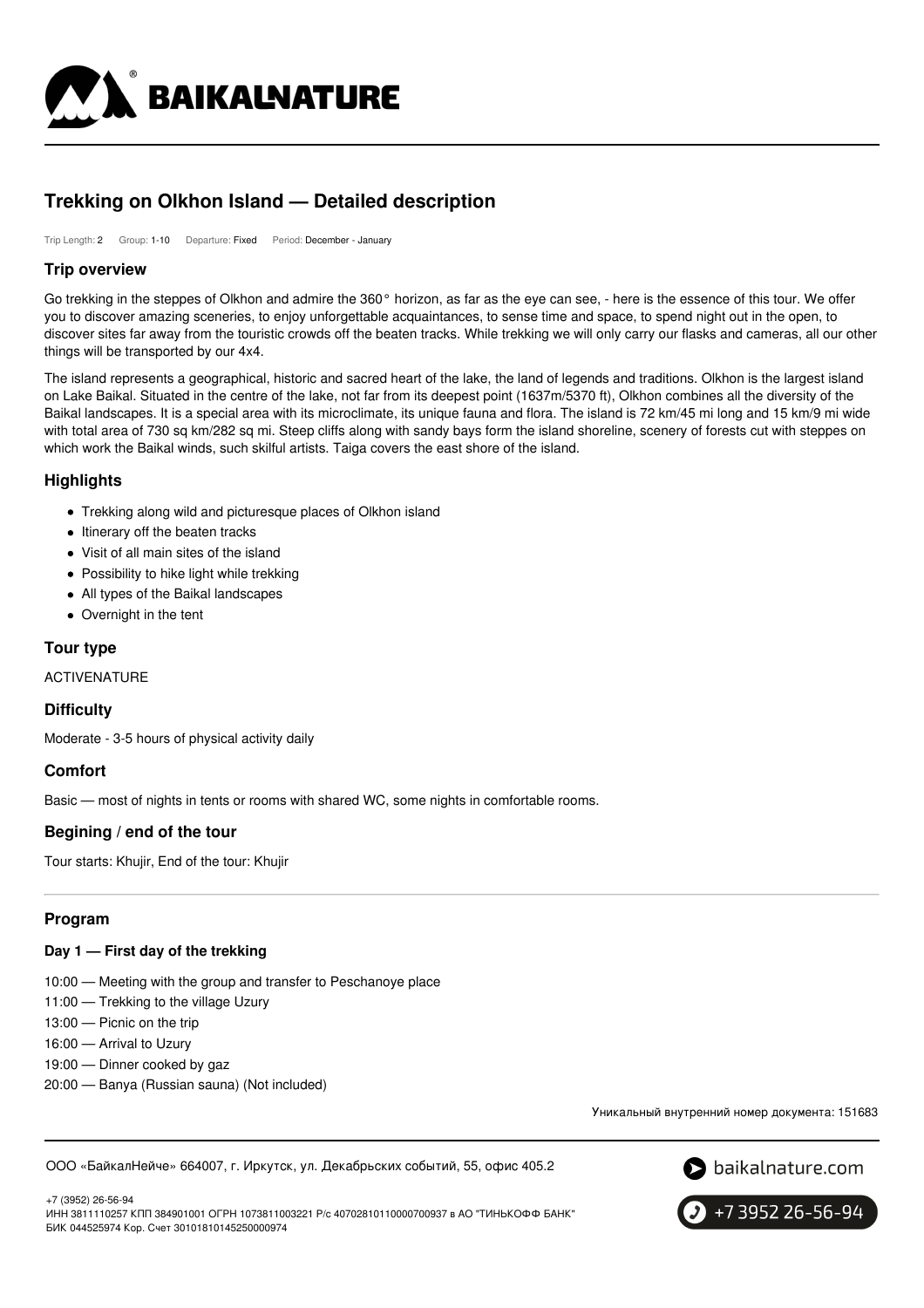# Trekking on Olkhon Island — Detailed description

Trip Length: 2 Group: 1-10 Departure: Fixed Period: December - January

## Trip overview

Go trekking in the steppes of Olkhon and admire the 360° horizon, as far as the eye can see, - here is the essence of this tour. We offer you to discover amazing sceneries, to enjoy unforgettable acquaintances, to sense time and space, to spend night out in the open, to discover sites far away from the touristic crowds off the beaten tracks. While trekking we will only carry our flasks and cameras, all our other things will be transported by our 4x4.

The island represents a geographical, historic and sacred heart of the lake, the land of legends and traditions. Olkhon is the largest island on Lake Baikal. Situated in the centre of the lake, not far from its deepest point (1637m/5370 ft), Olkhon combines all the diversity of the Baikal landscapes. It is a special area with its microclimate, its unique fauna and flora. The island is 72 km/45 mi long and 15 km/9 mi wide with total area of 730 sq km/282 sq mi. Steep cliffs along with sandy bays form the island shoreline, scenery of forests cut with steppes on which work the Baikal winds, such skilful artists. Taiga covers the east shore of the island.

## Highlights

- Trekking along wild and picturesque places of Olkhon island
- Itinerary off the beaten tracks
- Visit of all main sites of the island
- Possibility to hike light while trekking
- All types of the Baikal landscapes
- Overnight in the tent

## Tour type

ACTIVENATURE

## Difficulty

Moderate - 3-5 hours of physical activity daily

## Comfort

Basic — most of nights in tents or rooms with shared WC, some nights in comfortable rooms.

## Begining / end of the tour

Tour starts: Khujir, End of the tour: Khujir

## Program

### Day 1 — First day of the trekking

10:00 — Meeting with the group and transfer to Peschanoye place
11:00 — Trekking to the village Uzury
13:00 — Picnic on the trip
16:00 — Arrival to Uzury
19:00 — Dinner cooked by gaz
20:00 — Banya (Russian sauna) (Not included)

Уникальный внутренний номер документа: 151683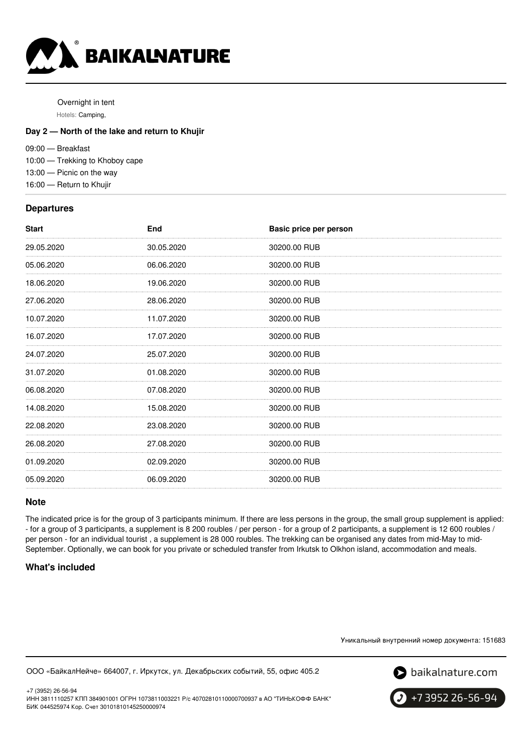Overnight in tent

Hotels: Camping,

**Day 2 — North of the lake and return to Khujir**

09:00 — Breakfast

10:00 — Trekking to Khoboy cape

13:00 — Picnic on the way

16:00 — Return to Khujir

## Departures

| Start | End | Basic price per person |
| --- | --- | --- |
| 29.05.2020 | 30.05.2020 | 30200.00 RUB |
| 05.06.2020 | 06.06.2020 | 30200.00 RUB |
| 18.06.2020 | 19.06.2020 | 30200.00 RUB |
| 27.06.2020 | 28.06.2020 | 30200.00 RUB |
| 10.07.2020 | 11.07.2020 | 30200.00 RUB |
| 16.07.2020 | 17.07.2020 | 30200.00 RUB |
| 24.07.2020 | 25.07.2020 | 30200.00 RUB |
| 31.07.2020 | 01.08.2020 | 30200.00 RUB |
| 06.08.2020 | 07.08.2020 | 30200.00 RUB |
| 14.08.2020 | 15.08.2020 | 30200.00 RUB |
| 22.08.2020 | 23.08.2020 | 30200.00 RUB |
| 26.08.2020 | 27.08.2020 | 30200.00 RUB |
| 01.09.2020 | 02.09.2020 | 30200.00 RUB |
| 05.09.2020 | 06.09.2020 | 30200.00 RUB |

## Note

The indicated price is for the group of 3 participants minimum. If there are less persons in the group, the small group supplement is applied: - for a group of 3 participants, a supplement is 8 200 roubles / per person - for a group of 2 participants, a supplement is 12 600 roubles / per person - for an individual tourist , a supplement is 28 000 roubles. The trekking can be organised any dates from mid-May to mid-September. Optionally, we can book for you private or scheduled transfer from Irkutsk to Olkhon island, accommodation and meals.

## What's included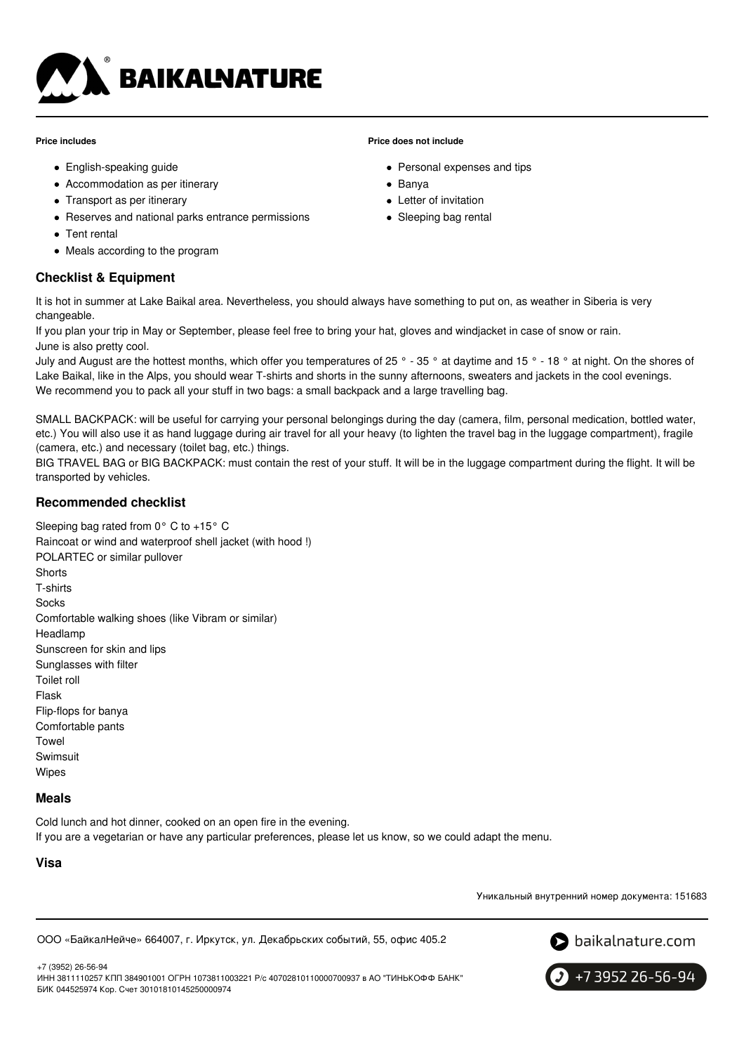**Price includes**

- English-speaking guide
- Accommodation as per itinerary
- Transport as per itinerary
- Reserves and national parks entrance permissions
- Tent rental
- Meals according to the program

**Price does not include**

- Personal expenses and tips
- Banya
- Letter of invitation
- Sleeping bag rental

## Checklist & Equipment

It is hot in summer at Lake Baikal area. Nevertheless, you should always have something to put on, as weather in Siberia is very changeable.
If you plan your trip in May or September, please feel free to bring your hat, gloves and windjacket in case of snow or rain.
June is also pretty cool.
July and August are the hottest months, which offer you temperatures of 25 ° - 35 ° at daytime and 15 ° - 18 ° at night. On the shores of Lake Baikal, like in the Alps, you should wear T-shirts and shorts in the sunny afternoons, sweaters and jackets in the cool evenings.
We recommend you to pack all your stuff in two bags: a small backpack and a large travelling bag.

SMALL BACKPACK: will be useful for carrying your personal belongings during the day (camera, film, personal medication, bottled water, etc.) You will also use it as hand luggage during air travel for all your heavy (to lighten the travel bag in the luggage compartment), fragile (camera, etc.) and necessary (toilet bag, etc.) things.
BIG TRAVEL BAG or BIG BACKPACK: must contain the rest of your stuff. It will be in the luggage compartment during the flight. It will be transported by vehicles.

## Recommended checklist

Sleeping bag rated from 0° C to +15° C
Raincoat or wind and waterproof shell jacket (with hood !)
POLARTEC or similar pullover
Shorts
T-shirts
Socks
Comfortable walking shoes (like Vibram or similar)
Headlamp
Sunscreen for skin and lips
Sunglasses with filter
Toilet roll
Flask
Flip-flops for banya
Comfortable pants
Towel
Swimsuit
Wipes

## Meals

Cold lunch and hot dinner, cooked on an open fire in the evening.
If you are a vegetarian or have any particular preferences, please let us know, so we could adapt the menu.

## Visa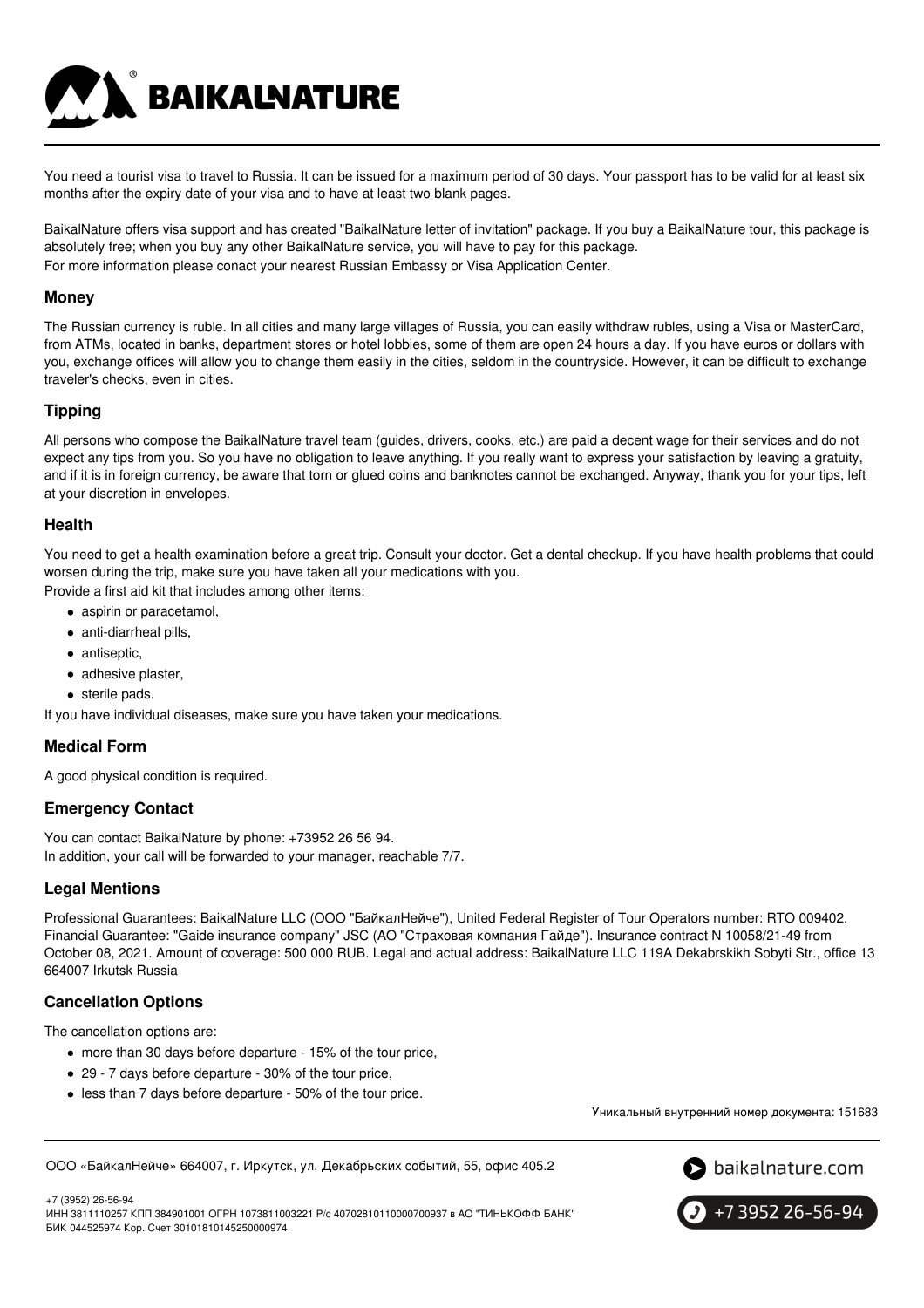You need a tourist visa to travel to Russia. It can be issued for a maximum period of 30 days. Your passport has to be valid for at least six months after the expiry date of your visa and to have at least two blank pages.

BaikalNature offers visa support and has created "BaikalNature letter of invitation" package. If you buy a BaikalNature tour, this package is absolutely free; when you buy any other BaikalNature service, you will have to pay for this package.
For more information please conact your nearest Russian Embassy or Visa Application Center.

### Money

The Russian currency is ruble. In all cities and many large villages of Russia, you can easily withdraw rubles, using a Visa or MasterCard, from ATMs, located in banks, department stores or hotel lobbies, some of them are open 24 hours a day. If you have euros or dollars with you, exchange offices will allow you to change them easily in the cities, seldom in the countryside. However, it can be difficult to exchange traveler's checks, even in cities.

### Tipping

All persons who compose the BaikalNature travel team (guides, drivers, cooks, etc.) are paid a decent wage for their services and do not expect any tips from you. So you have no obligation to leave anything. If you really want to express your satisfaction by leaving a gratuity, and if it is in foreign currency, be aware that torn or glued coins and banknotes cannot be exchanged. Anyway, thank you for your tips, left at your discretion in envelopes.

### Health

You need to get a health examination before a great trip. Consult your doctor. Get a dental checkup. If you have health problems that could worsen during the trip, make sure you have taken all your medications with you.
Provide a first aid kit that includes among other items:

- aspirin or paracetamol,
- anti-diarrheal pills,
- antiseptic,
- adhesive plaster,
- sterile pads.

If you have individual diseases, make sure you have taken your medications.

### Medical Form

A good physical condition is required.

### Emergency Contact

You can contact BaikalNature by phone: +73952 26 56 94.
In addition, your call will be forwarded to your manager, reachable 7/7.

### Legal Mentions

Professional Guarantees: BaikalNature LLC (ООО "БайкалНейче"), United Federal Register of Tour Operators number: RTO 009402. Financial Guarantee: "Gaide insurance company" JSC (АО "Страховая компания Гайде"). Insurance contract N 10058/21-49 from October 08, 2021. Amount of coverage: 500 000 RUB. Legal and actual address: BaikalNature LLC 119A Dekabrskikh Sobyti Str., office 13 664007 Irkutsk Russia

### Cancellation Options

The cancellation options are:

- more than 30 days before departure - 15% of the tour price,
- 29 - 7 days before departure - 30% of the tour price,
- less than 7 days before departure - 50% of the tour price.

Уникальный внутренний номер документа: 151683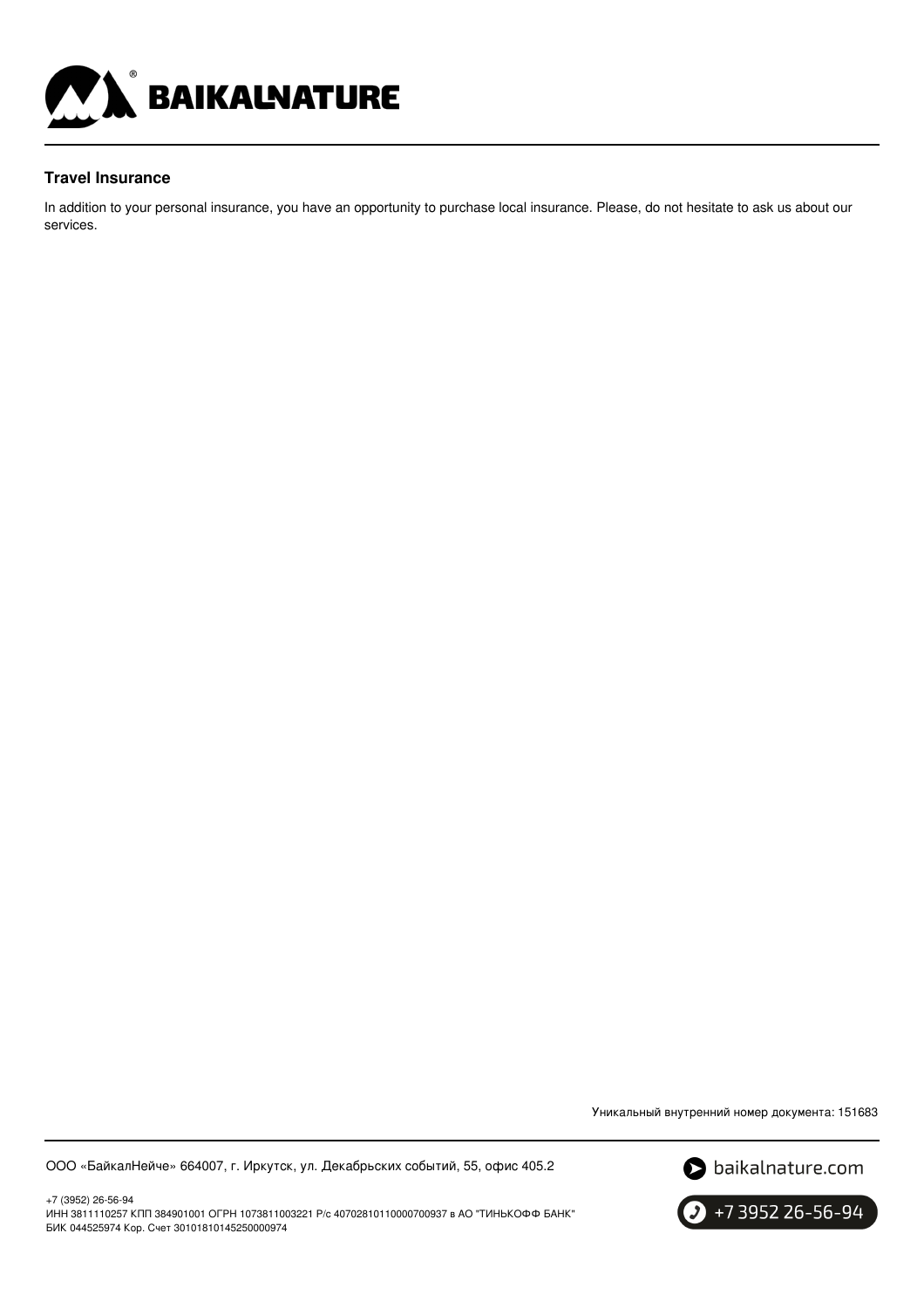### Travel Insurance

In addition to your personal insurance, you have an opportunity to purchase local insurance. Please, do not hesitate to ask us about our services.

Уникальный внутренний номер документа: 151683